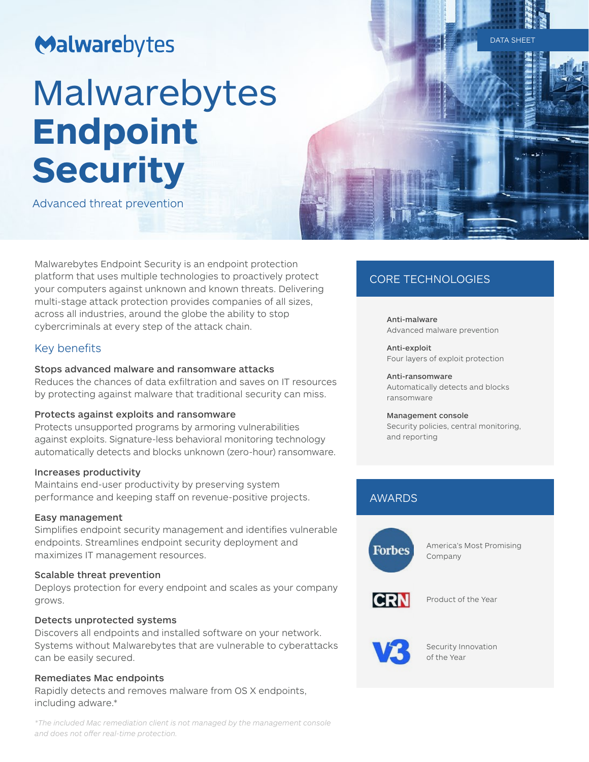Malwarebytes

DATA SHEET

# Malwarebytes **Endpoint Security**

Advanced threat prevention

Malwarebytes Endpoint Security is an endpoint protection platform that uses multiple technologies to proactively protect your computers against unknown and known threats. Delivering multi-stage attack protection provides companies of all sizes, across all industries, around the globe the ability to stop cybercriminals at every step of the attack chain.

## Key benefits

**Stops advanced malware and ransomware attacks**
Reduces the chances of data exfiltration and saves on IT resources by protecting against malware that traditional security can miss.

**Protects against exploits and ransomware**
Protects unsupported programs by armoring vulnerabilities against exploits. Signature-less behavioral monitoring technology automatically detects and blocks unknown (zero-hour) ransomware.

**Increases productivity**
Maintains end-user productivity by preserving system performance and keeping staff on revenue-positive projects.

**Easy management**
Simplifies endpoint security management and identifies vulnerable endpoints. Streamlines endpoint security deployment and maximizes IT management resources.

**Scalable threat prevention**
Deploys protection for every endpoint and scales as your company grows.

**Detects unprotected systems**
Discovers all endpoints and installed software on your network. Systems without Malwarebytes that are vulnerable to cyberattacks can be easily secured.

**Remediates Mac endpoints**
Rapidly detects and removes malware from OS X endpoints, including adware.*

*\*The included Mac remediation client is not managed by the management console and does not offer real-time protection.*

## CORE TECHNOLOGIES

**Anti-malware**
Advanced malware prevention

**Anti-exploit**
Four layers of exploit protection

**Anti-ransomware**
Automatically detects and blocks ransomware

**Management console**
Security policies, central monitoring, and reporting

## AWARDS

Forbes — America's Most Promising Company

CRN — Product of the Year

V3 — Security Innovation of the Year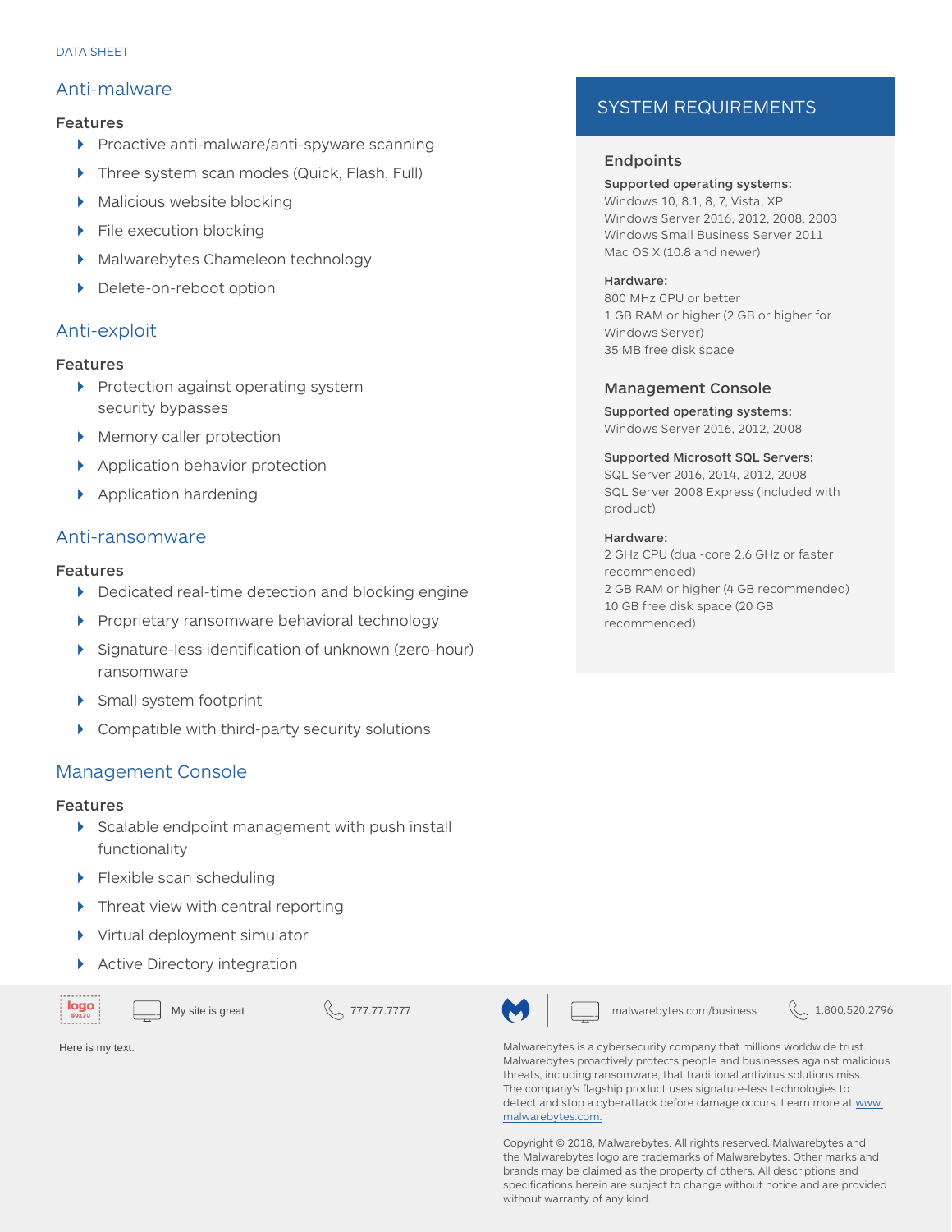DATA SHEET

## Anti-malware

### Features

- Proactive anti-malware/anti-spyware scanning
- Three system scan modes (Quick, Flash, Full)
- Malicious website blocking
- File execution blocking
- Malwarebytes Chameleon technology
- Delete-on-reboot option

## Anti-exploit

### Features

- Protection against operating system security bypasses
- Memory caller protection
- Application behavior protection
- Application hardening

## Anti-ransomware

### Features

- Dedicated real-time detection and blocking engine
- Proprietary ransomware behavioral technology
- Signature-less identification of unknown (zero-hour) ransomware
- Small system footprint
- Compatible with third-party security solutions

## Management Console

### Features

- Scalable endpoint management with push install functionality
- Flexible scan scheduling
- Threat view with central reporting
- Virtual deployment simulator
- Active Directory integration

## SYSTEM REQUIREMENTS

### Endpoints

**Supported operating systems:**
Windows 10, 8.1, 8, 7, Vista, XP
Windows Server 2016, 2012, 2008, 2003
Windows Small Business Server 2011
Mac OS X (10.8 and newer)

**Hardware:**
800 MHz CPU or better
1 GB RAM or higher (2 GB or higher for Windows Server)
35 MB free disk space

### Management Console

**Supported operating systems:**
Windows Server 2016, 2012, 2008

**Supported Microsoft SQL Servers:**
SQL Server 2016, 2014, 2012, 2008
SQL Server 2008 Express (included with product)

**Hardware:**
2 GHz CPU (dual-core 2.6 GHz or faster recommended)
2 GB RAM or higher (4 GB recommended)
10 GB free disk space (20 GB recommended)

logo 50x70 | My site is great | 777.77.7777

Here is my text.

malwarebytes.com/business | 1.800.520.2796

Malwarebytes is a cybersecurity company that millions worldwide trust. Malwarebytes proactively protects people and businesses against malicious threats, including ransomware, that traditional antivirus solutions miss. The company's flagship product uses signature-less technologies to detect and stop a cyberattack before damage occurs. Learn more at www.malwarebytes.com.

Copyright © 2018, Malwarebytes. All rights reserved. Malwarebytes and the Malwarebytes logo are trademarks of Malwarebytes. Other marks and brands may be claimed as the property of others. All descriptions and specifications herein are subject to change without notice and are provided without warranty of any kind.